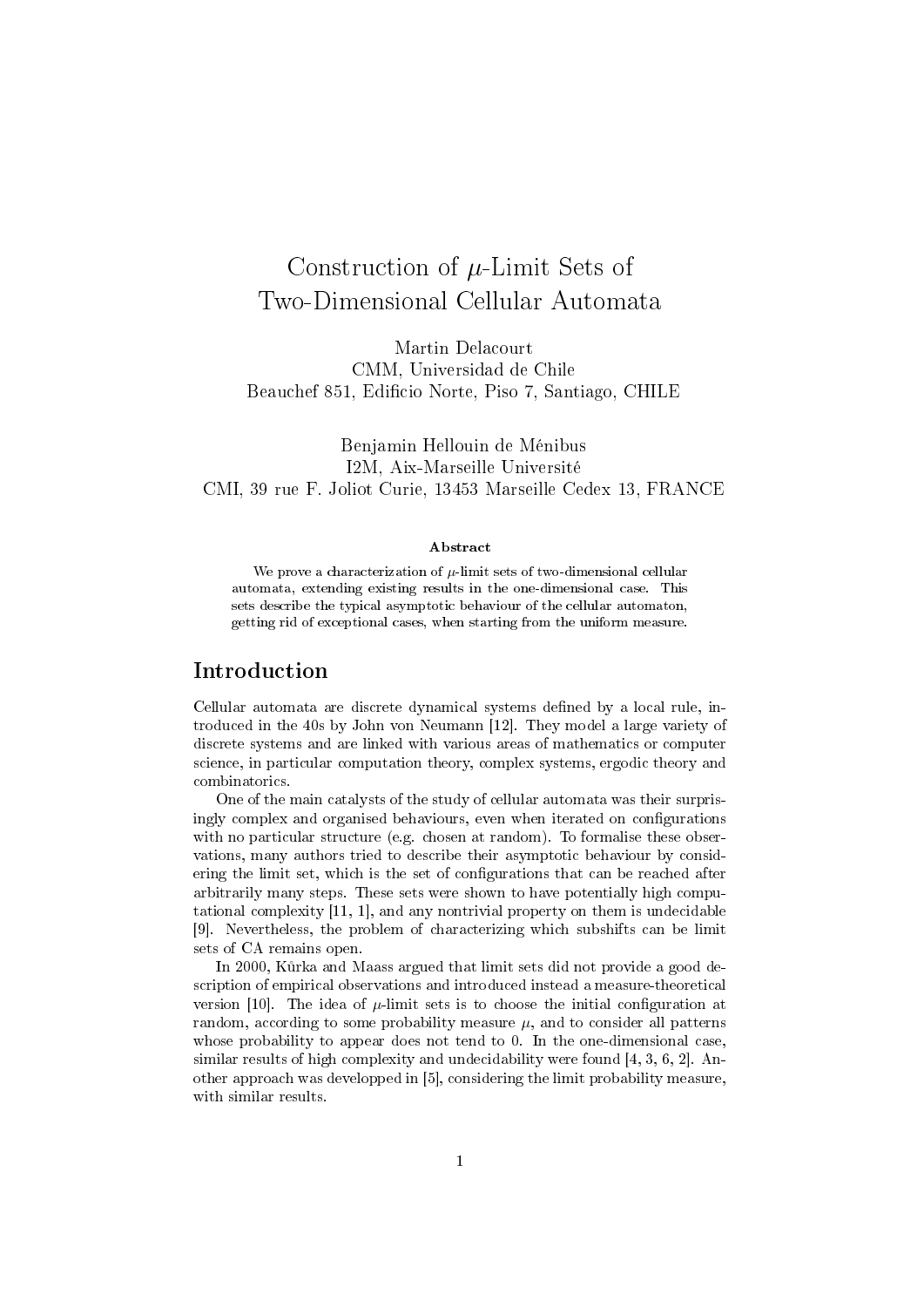# Construction of $\mu$-Limit Sets of Two-Dimensional Cellular Automata

Martin Delacourt
CMM, Universidad de Chile
Beauchef 851, Edificio Norte, Piso 7, Santiago, CHILE

Benjamin Hellouin de Ménibus
I2M, Aix-Marseille Université
CMI, 39 rue F. Joliot Curie, 13453 Marseille Cedex 13, FRANCE

### Abstract

We prove a characterization of $\mu$-limit sets of two-dimensional cellular automata, extending existing results in the one-dimensional case. This sets describe the typical asymptotic behaviour of the cellular automaton, getting rid of exceptional cases, when starting from the uniform measure.

## Introduction

Cellular automata are discrete dynamical systems defined by a local rule, introduced in the 40s by John von Neumann [12]. They model a large variety of discrete systems and are linked with various areas of mathematics or computer science, in particular computation theory, complex systems, ergodic theory and combinatorics.

One of the main catalysts of the study of cellular automata was their surprisingly complex and organised behaviours, even when iterated on configurations with no particular structure (e.g. chosen at random). To formalise these observations, many authors tried to describe their asymptotic behaviour by considering the limit set, which is the set of configurations that can be reached after arbitrarily many steps. These sets were shown to have potentially high computational complexity [11, 1], and any nontrivial property on them is undecidable [9]. Nevertheless, the problem of characterizing which subshifts can be limit sets of CA remains open.

In 2000, Kůrka and Maass argued that limit sets did not provide a good description of empirical observations and introduced instead a measure-theoretical version [10]. The idea of $\mu$-limit sets is to choose the initial configuration at random, according to some probability measure $\mu$, and to consider all patterns whose probability to appear does not tend to 0. In the one-dimensional case, similar results of high complexity and undecidability were found [4, 3, 6, 2]. Another approach was developped in [5], considering the limit probability measure, with similar results.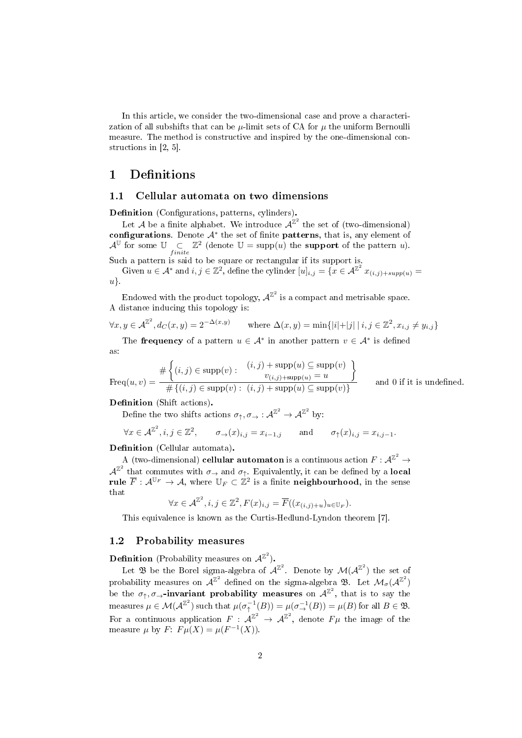In this article, we consider the two-dimensional case and prove a characterization of all subshifts that can be $\mu$-limit sets of CA for $\mu$ the uniform Bernoulli measure. The method is constructive and inspired by the one-dimensional constructions in [2, 5].

# 1 Definitions

## 1.1 Cellular automata on two dimensions

**Definition** (Configurations, patterns, cylinders)**.**

Let $\mathcal{A}$ be a finite alphabet. We introduce $\mathcal{A}^{\mathbb{Z}^2}$ the set of (two-dimensional) **configurations**. Denote $\mathcal{A}^*$ the set of finite **patterns**, that is, any element of $\mathcal{A}^{\mathbb{U}}$ for some $\mathbb{U} \underset{finite}{\subset} \mathbb{Z}^2$ (denote $\mathbb{U} = \mathrm{supp}(u)$ the **support** of the pattern $u$). Such a pattern is said to be square or rectangular if its support is.

Given $u \in \mathcal{A}^*$ and $i, j \in \mathbb{Z}^2$, define the cylinder $[u]_{i,j} = \{x \in \mathcal{A}^{\mathbb{Z}^2}\ x_{(i,j)+supp(u)} = u\}$.

Endowed with the product topology, $\mathcal{A}^{\mathbb{Z}^2}$ is a compact and metrisable space. A distance inducing this topology is:

$$\forall x, y \in \mathcal{A}^{\mathbb{Z}^2}, d_C(x,y) = 2^{-\Delta(x,y)} \qquad \text{where } \Delta(x,y) = \min\{|i|+|j| \mid i,j \in \mathbb{Z}^2, x_{i,j} \neq y_{i,j}\}$$

The **frequency** of a pattern $u \in \mathcal{A}^*$ in another pattern $v \in \mathcal{A}^*$ is defined as:

$$\mathrm{Freq}(u,v) = \frac{\#\left\{(i,j) \in \mathrm{supp}(v) : \begin{array}{c}(i,j)+\mathrm{supp}(u) \subseteq \mathrm{supp}(v) \\ v_{(i,j)+\mathrm{supp}(u)} = u\end{array}\right\}}{\#\left\{(i,j) \in \mathrm{supp}(v) :\ (i,j)+\mathrm{supp}(u) \subseteq \mathrm{supp}(v)\right\}} \qquad \text{and 0 if it is undefined.}$$

**Definition** (Shift actions)**.**

Define the two shifts actions $\sigma_\uparrow, \sigma_\rightarrow : \mathcal{A}^{\mathbb{Z}^2} \to \mathcal{A}^{\mathbb{Z}^2}$ by:

$$\forall x \in \mathcal{A}^{\mathbb{Z}^2}, i,j \in \mathbb{Z}^2, \qquad \sigma_\rightarrow(x)_{i,j} = x_{i-1,j} \qquad \text{and} \qquad \sigma_\uparrow(x)_{i,j} = x_{i,j-1}.$$

**Definition** (Cellular automata)**.**

A (two-dimensional) **cellular automaton** is a continuous action $F : \mathcal{A}^{\mathbb{Z}^2} \to \mathcal{A}^{\mathbb{Z}^2}$ that commutes with $\sigma_\rightarrow$ and $\sigma_\uparrow$. Equivalently, it can be defined by a **local rule** $\overline{F} : \mathcal{A}^{\mathbb{U}_F} \to \mathcal{A}$, where $\mathbb{U}_F \subset \mathbb{Z}^2$ is a finite **neighbourhood**, in the sense that

$$\forall x \in \mathcal{A}^{\mathbb{Z}^2}, i,j \in \mathbb{Z}^2, F(x)_{i,j} = \overline{F}((x_{(i,j)+u})_{u \in \mathbb{U}_F}).$$

This equivalence is known as the Curtis-Hedlund-Lyndon theorem [7].

## 1.2 Probability measures

**Definition** (Probability measures on $\mathcal{A}^{\mathbb{Z}^2}$)**.**

Let $\mathfrak{B}$ be the Borel sigma-algebra of $\mathcal{A}^{\mathbb{Z}^2}$. Denote by $\mathcal{M}(\mathcal{A}^{\mathbb{Z}^2})$ the set of probability measures on $\mathcal{A}^{\mathbb{Z}^2}$ defined on the sigma-algebra $\mathfrak{B}$. Let $\mathcal{M}_\sigma(\mathcal{A}^{\mathbb{Z}^2})$ be the $\sigma_\uparrow, \sigma_\rightarrow$**-invariant probability measures** on $\mathcal{A}^{\mathbb{Z}^2}$, that is to say the measures $\mu \in \mathcal{M}(\mathcal{A}^{\mathbb{Z}^2})$ such that $\mu(\sigma_\uparrow^{-1}(B)) = \mu(\sigma_\rightarrow^{-1}(B)) = \mu(B)$ for all $B \in \mathfrak{B}$. For a continuous application $F : \mathcal{A}^{\mathbb{Z}^2} \to \mathcal{A}^{\mathbb{Z}^2}$, denote $F\mu$ the image of the measure $\mu$ by $F$: $F\mu(X) = \mu(F^{-1}(X))$.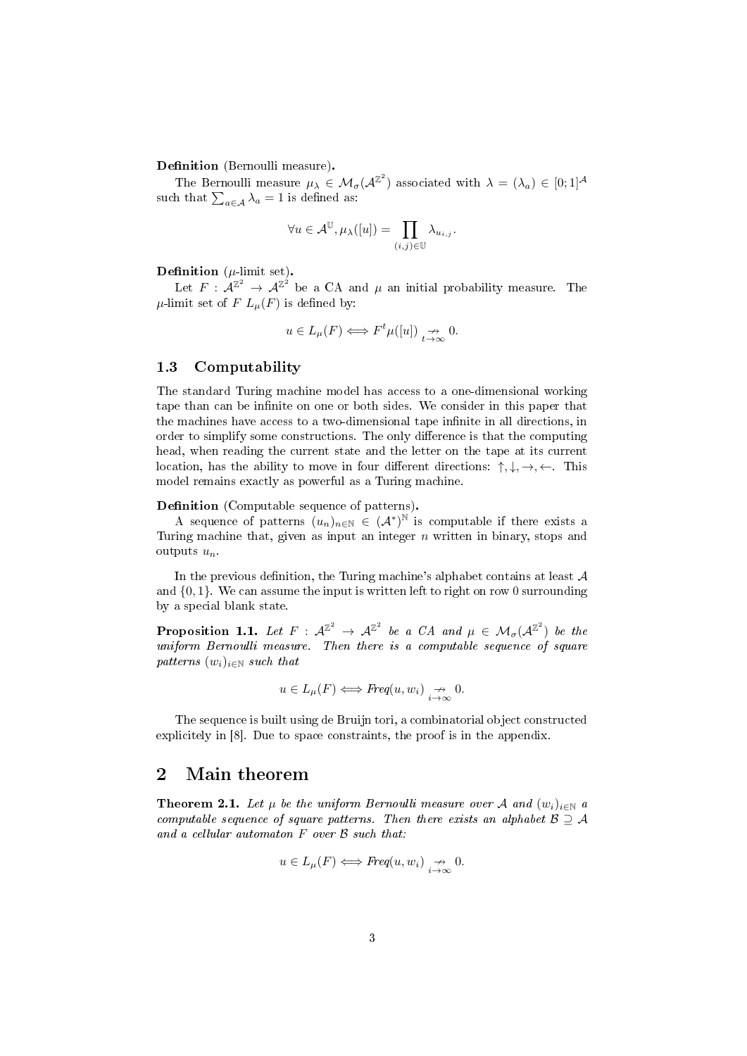**Definition** (Bernoulli measure)**.**

The Bernoulli measure $\mu_\lambda \in \mathcal{M}_\sigma(\mathcal{A}^{\mathbb{Z}^2})$ associated with $\lambda = (\lambda_a) \in [0;1]^{\mathcal{A}}$ such that $\sum_{a\in\mathcal{A}} \lambda_a = 1$ is defined as:

$$\forall u \in \mathcal{A}^{\mathbb{U}}, \mu_\lambda([u]) = \prod_{(i,j)\in\mathbb{U}} \lambda_{u_{i,j}}.$$

**Definition** ($\mu$-limit set)**.**

Let $F : \mathcal{A}^{\mathbb{Z}^2} \to \mathcal{A}^{\mathbb{Z}^2}$ be a CA and $\mu$ an initial probability measure. The $\mu$-limit set of $F$ $L_\mu(F)$ is defined by:

$$u \in L_\mu(F) \Longleftrightarrow F^t\mu([u]) \underset{t\to\infty}{\nrightarrow} 0.$$

### 1.3 Computability

The standard Turing machine model has access to a one-dimensional working tape than can be infinite on one or both sides. We consider in this paper that the machines have access to a two-dimensional tape infinite in all directions, in order to simplify some constructions. The only difference is that the computing head, when reading the current state and the letter on the tape at its current location, has the ability to move in four different directions: $\uparrow, \downarrow, \rightarrow, \leftarrow$. This model remains exactly as powerful as a Turing machine.

**Definition** (Computable sequence of patterns)**.**

A sequence of patterns $(u_n)_{n\in\mathbb{N}} \in (\mathcal{A}^*)^{\mathbb{N}}$ is computable if there exists a Turing machine that, given as input an integer $n$ written in binary, stops and outputs $u_n$.

In the previous definition, the Turing machine's alphabet contains at least $\mathcal{A}$ and $\{0,1\}$. We can assume the input is written left to right on row 0 surrounding by a special blank state.

**Proposition 1.1.** *Let $F : \mathcal{A}^{\mathbb{Z}^2} \to \mathcal{A}^{\mathbb{Z}^2}$ be a CA and $\mu \in \mathcal{M}_\sigma(\mathcal{A}^{\mathbb{Z}^2})$ be the uniform Bernoulli measure. Then there is a computable sequence of square patterns $(w_i)_{i\in\mathbb{N}}$ such that*

$$u \in L_\mu(F) \Longleftrightarrow \mathit{Freq}(u, w_i) \underset{i\to\infty}{\nrightarrow} 0.$$

The sequence is built using de Bruijn tori, a combinatorial object constructed explicitely in [8]. Due to space constraints, the proof is in the appendix.

## 2 Main theorem

**Theorem 2.1.** *Let $\mu$ be the uniform Bernoulli measure over $\mathcal{A}$ and $(w_i)_{i\in\mathbb{N}}$ a computable sequence of square patterns. Then there exists an alphabet $\mathcal{B} \supseteq \mathcal{A}$ and a cellular automaton $F$ over $\mathcal{B}$ such that:*

$$u \in L_\mu(F) \Longleftrightarrow \mathit{Freq}(u, w_i) \underset{i\to\infty}{\nrightarrow} 0.$$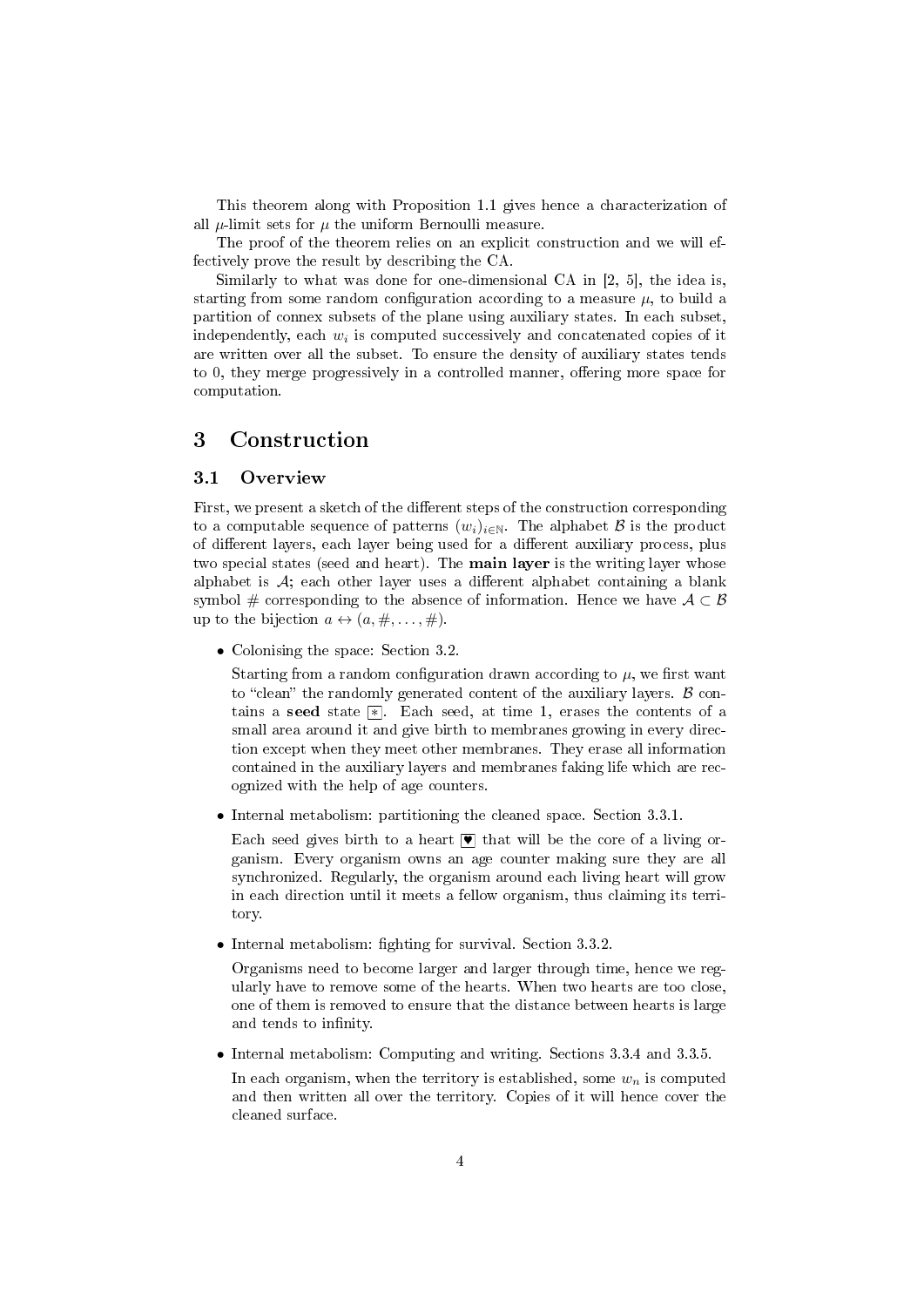This theorem along with Proposition 1.1 gives hence a characterization of all $\mu$-limit sets for $\mu$ the uniform Bernoulli measure.

The proof of the theorem relies on an explicit construction and we will effectively prove the result by describing the CA.

Similarly to what was done for one-dimensional CA in [2, 5], the idea is, starting from some random configuration according to a measure $\mu$, to build a partition of connex subsets of the plane using auxiliary states. In each subset, independently, each $w_i$ is computed successively and concatenated copies of it are written over all the subset. To ensure the density of auxiliary states tends to 0, they merge progressively in a controlled manner, offering more space for computation.

# 3 Construction

## 3.1 Overview

First, we present a sketch of the different steps of the construction corresponding to a computable sequence of patterns $(w_i)_{i\in\mathbb{N}}$. The alphabet $\mathcal{B}$ is the product of different layers, each layer being used for a different auxiliary process, plus two special states (seed and heart). The **main layer** is the writing layer whose alphabet is $\mathcal{A}$; each other layer uses a different alphabet containing a blank symbol # corresponding to the absence of information. Hence we have $\mathcal{A} \subset \mathcal{B}$ up to the bijection $a \leftrightarrow (a, \#, \ldots, \#)$.

- Colonising the space: Section 3.2.

  Starting from a random configuration drawn according to $\mu$, we first want to "clean" the randomly generated content of the auxiliary layers. $\mathcal{B}$ contains a **seed** state [*]. Each seed, at time 1, erases the contents of a small area around it and give birth to membranes growing in every direction except when they meet other membranes. They erase all information contained in the auxiliary layers and membranes faking life which are recognized with the help of age counters.

- Internal metabolism: partitioning the cleaned space. Section 3.3.1.

  Each seed gives birth to a heart [♥] that will be the core of a living organism. Every organism owns an age counter making sure they are all synchronized. Regularly, the organism around each living heart will grow in each direction until it meets a fellow organism, thus claiming its territory.

- Internal metabolism: fighting for survival. Section 3.3.2.

  Organisms need to become larger and larger through time, hence we regularly have to remove some of the hearts. When two hearts are too close, one of them is removed to ensure that the distance between hearts is large and tends to infinity.

- Internal metabolism: Computing and writing. Sections 3.3.4 and 3.3.5.

  In each organism, when the territory is established, some $w_n$ is computed and then written all over the territory. Copies of it will hence cover the cleaned surface.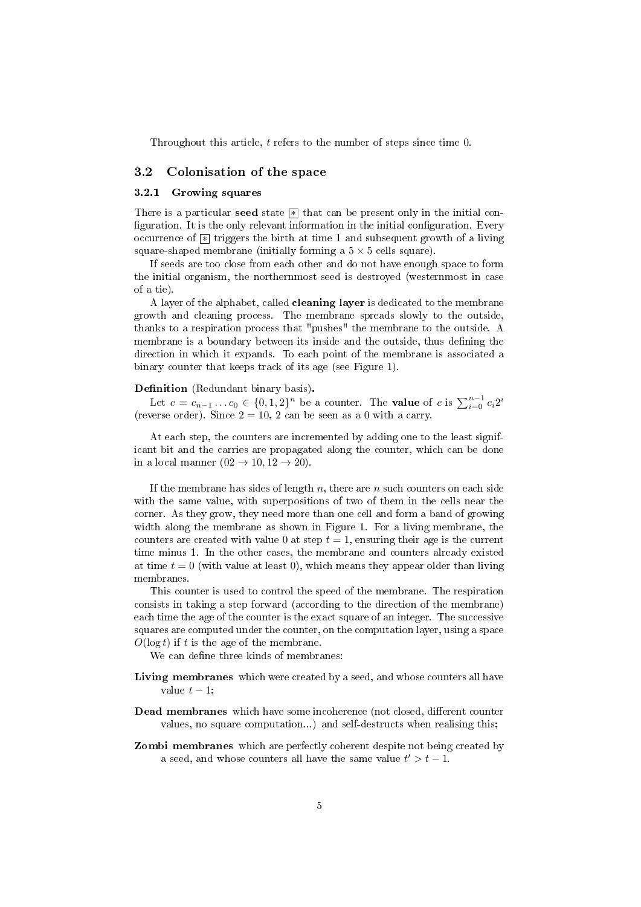Throughout this article, $t$ refers to the number of steps since time 0.

## 3.2 Colonisation of the space

### 3.2.1 Growing squares

There is a particular **seed** state $\boxed{*}$ that can be present only in the initial configuration. It is the only relevant information in the initial configuration. Every occurrence of $\boxed{*}$ triggers the birth at time 1 and subsequent growth of a living square-shaped membrane (initially forming a $5 \times 5$ cells square).

If seeds are too close from each other and do not have enough space to form the initial organism, the northernmost seed is destroyed (westernmost in case of a tie).

A layer of the alphabet, called **cleaning layer** is dedicated to the membrane growth and cleaning process. The membrane spreads slowly to the outside, thanks to a respiration process that "pushes" the membrane to the outside. A membrane is a boundary between its inside and the outside, thus defining the direction in which it expands. To each point of the membrane is associated a binary counter that keeps track of its age (see Figure 1).

**Definition** (Redundant binary basis)**.**

Let $c = c_{n-1} \dots c_0 \in \{0, 1, 2\}^n$ be a counter. The **value** of $c$ is $\sum_{i=0}^{n-1} c_i 2^i$ (reverse order). Since $2 = 10$, 2 can be seen as a 0 with a carry.

At each step, the counters are incremented by adding one to the least significant bit and the carries are propagated along the counter, which can be done in a local manner ($02 \to 10$, $12 \to 20$).

If the membrane has sides of length $n$, there are $n$ such counters on each side with the same value, with superpositions of two of them in the cells near the corner. As they grow, they need more than one cell and form a band of growing width along the membrane as shown in Figure 1. For a living membrane, the counters are created with value 0 at step $t = 1$, ensuring their age is the current time minus 1. In the other cases, the membrane and counters already existed at time $t = 0$ (with value at least 0), which means they appear older than living membranes.

This counter is used to control the speed of the membrane. The respiration consists in taking a step forward (according to the direction of the membrane) each time the age of the counter is the exact square of an integer. The successive squares are computed under the counter, on the computation layer, using a space $O(\log t)$ if $t$ is the age of the membrane.

We can define three kinds of membranes:

**Living membranes** which were created by a seed, and whose counters all have value $t - 1$;

**Dead membranes** which have some incoherence (not closed, different counter values, no square computation...) and self-destructs when realising this;

**Zombi membranes** which are perfectly coherent despite not being created by a seed, and whose counters all have the same value $t' > t - 1$.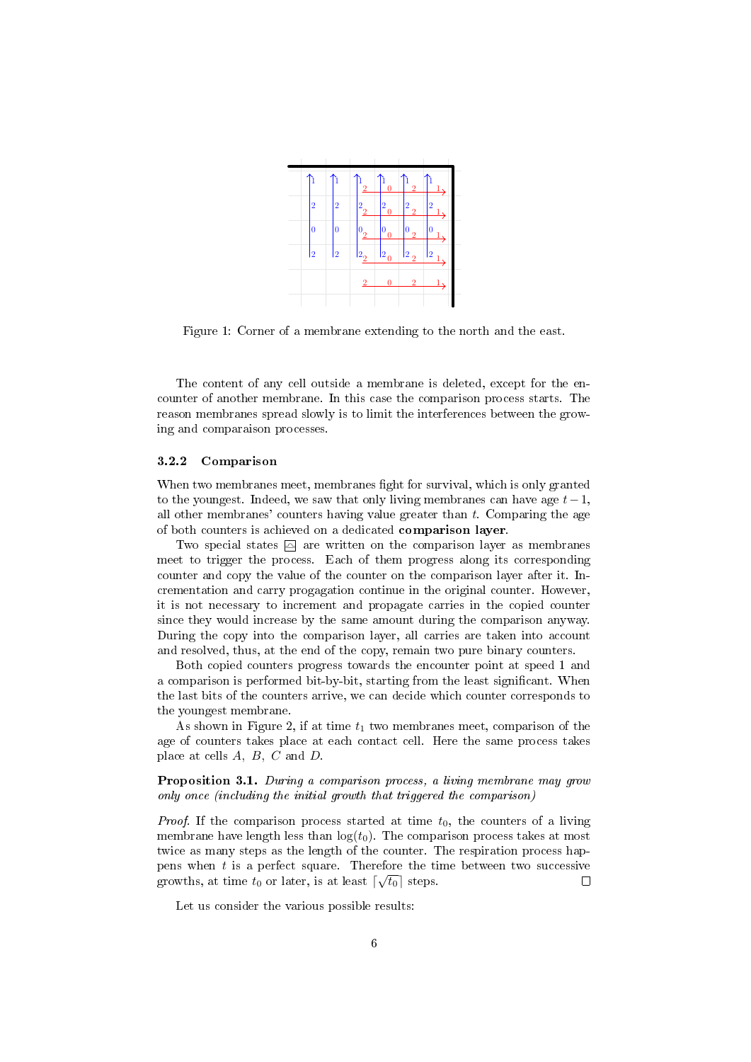Figure 1: Corner of a membrane extending to the north and the east.

The content of any cell outside a membrane is deleted, except for the encounter of another membrane. In this case the comparison process starts. The reason membranes spread slowly is to limit the interferences between the growing and comparaison processes.

### 3.2.2 Comparison

When two membranes meet, membranes fight for survival, which is only granted to the youngest. Indeed, we saw that only living membranes can have age $t-1$, all other membranes' counters having value greater than $t$. Comparing the age of both counters is achieved on a dedicated **comparison layer**.

Two special states ⍓ are written on the comparison layer as membranes meet to trigger the process. Each of them progress along its corresponding counter and copy the value of the counter on the comparison layer after it. Incrementation and carry progagation continue in the original counter. However, it is not necessary to increment and propagate carries in the copied counter since they would increase by the same amount during the comparison anyway. During the copy into the comparison layer, all carries are taken into account and resolved, thus, at the end of the copy, remain two pure binary counters.

Both copied counters progress towards the encounter point at speed 1 and a comparison is performed bit-by-bit, starting from the least significant. When the last bits of the counters arrive, we can decide which counter corresponds to the youngest membrane.

As shown in Figure 2, if at time $t_1$ two membranes meet, comparison of the age of counters takes place at each contact cell. Here the same process takes place at cells $A$, $B$, $C$ and $D$.

**Proposition 3.1.** *During a comparison process, a living membrane may grow only once (including the initial growth that triggered the comparison)*

*Proof.* If the comparison process started at time $t_0$, the counters of a living membrane have length less than $\log(t_0)$. The comparison process takes at most twice as many steps as the length of the counter. The respiration process happens when $t$ is a perfect square. Therefore the time between two successive growths, at time $t_0$ or later, is at least $\lceil\sqrt{t_0}\rceil$ steps. □

Let us consider the various possible results: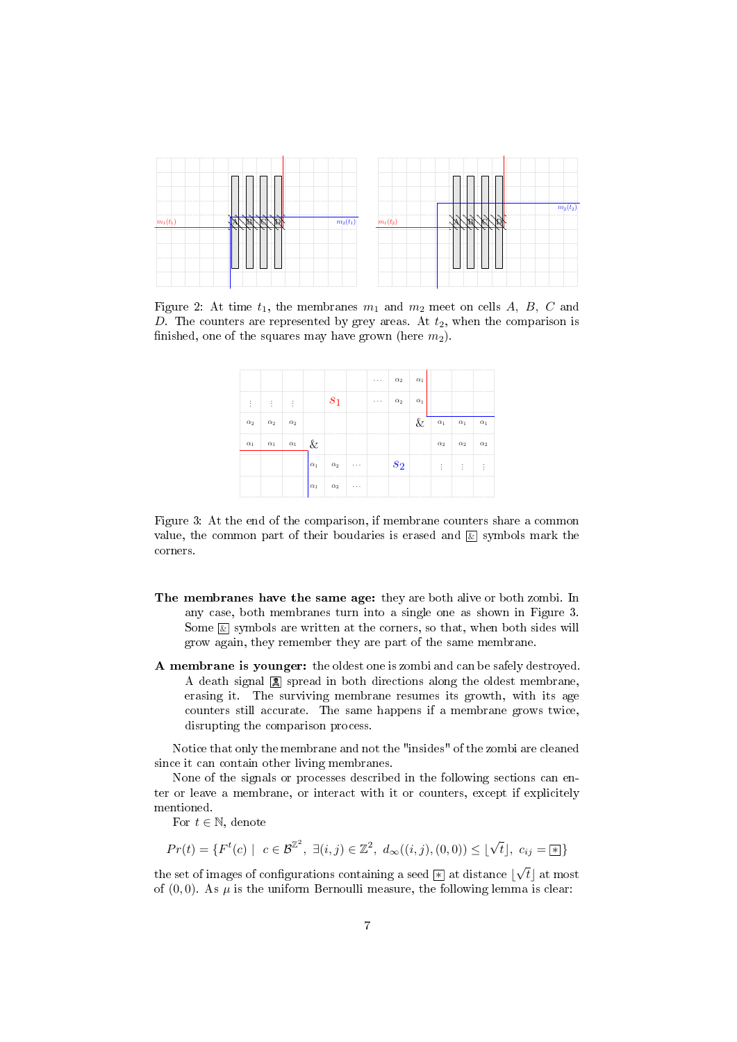Figure 2: At time $t_1$, the membranes $m_1$ and $m_2$ meet on cells $A$, $B$, $C$ and $D$. The counters are represented by grey areas. At $t_2$, when the comparison is finished, one of the squares may have grown (here $m_2$).

Figure 3: At the end of the comparison, if membrane counters share a common value, the common part of their boudaries is erased and & symbols mark the corners.

**The membranes have the same age:** they are both alive or both zombi. In any case, both membranes turn into a single one as shown in Figure 3. Some & symbols are written at the corners, so that, when both sides will grow again, they remember they are part of the same membrane.

**A membrane is younger:** the oldest one is zombi and can be safely destroyed. A death signal ☠ spread in both directions along the oldest membrane, erasing it. The surviving membrane resumes its growth, with its age counters still accurate. The same happens if a membrane grows twice, disrupting the comparison process.

Notice that only the membrane and not the "insides" of the zombi are cleaned since it can contain other living membranes.

None of the signals or processes described in the following sections can enter or leave a membrane, or interact with it or counters, except if explicitely mentioned.

For $t \in \mathbb{N}$, denote

$$Pr(t) = \{F^t(c) \mid c \in \mathcal{B}^{\mathbb{Z}^2},\ \exists (i,j) \in \mathbb{Z}^2,\ d_\infty((i,j),(0,0)) \leq \lfloor \sqrt{t} \rfloor,\ c_{ij} = \boxed{*}\}$$

the set of images of configurations containing a seed $\boxed{*}$ at distance $\lfloor \sqrt{t} \rfloor$ at most of $(0,0)$. As $\mu$ is the uniform Bernoulli measure, the following lemma is clear: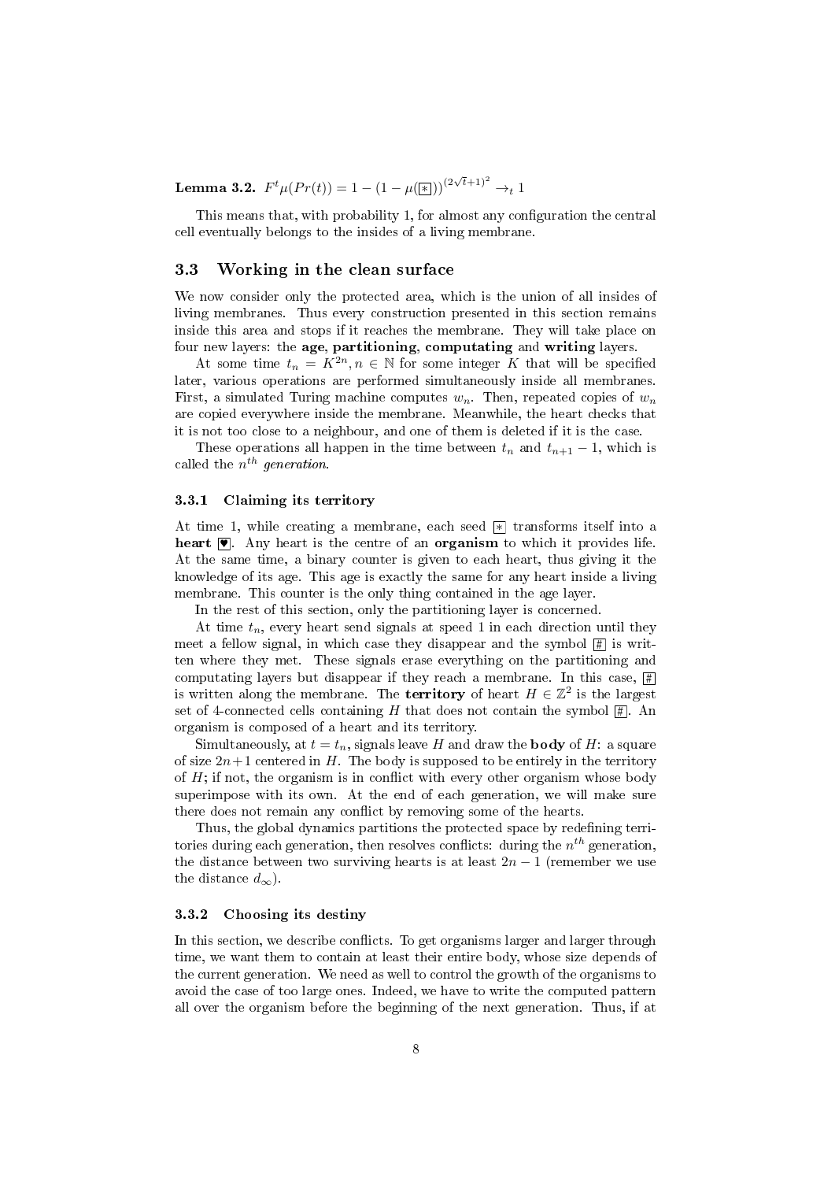**Lemma 3.2.** $F^t\mu(Pr(t)) = 1 - (1 - \mu(\boxed{*}))^{(2\sqrt{t}+1)^2} \to_t 1$

This means that, with probability 1, for almost any configuration the central cell eventually belongs to the insides of a living membrane.

## 3.3 Working in the clean surface

We now consider only the protected area, which is the union of all insides of living membranes. Thus every construction presented in this section remains inside this area and stops if it reaches the membrane. They will take place on four new layers: the **age**, **partitioning**, **computating** and **writing** layers.

At some time $t_n = K^{2n}, n \in \mathbb{N}$ for some integer $K$ that will be specified later, various operations are performed simultaneously inside all membranes. First, a simulated Turing machine computes $w_n$. Then, repeated copies of $w_n$ are copied everywhere inside the membrane. Meanwhile, the heart checks that it is not too close to a neighbour, and one of them is deleted if it is the case.

These operations all happen in the time between $t_n$ and $t_{n+1} - 1$, which is called the $n^{th}$ *generation*.

### 3.3.1 Claiming its territory

At time 1, while creating a membrane, each seed $\boxed{*}$ transforms itself into a **heart** $\boxed{\heartsuit}$. Any heart is the centre of an **organism** to which it provides life. At the same time, a binary counter is given to each heart, thus giving it the knowledge of its age. This age is exactly the same for any heart inside a living membrane. This counter is the only thing contained in the age layer.

In the rest of this section, only the partitioning layer is concerned.

At time $t_n$, every heart send signals at speed 1 in each direction until they meet a fellow signal, in which case they disappear and the symbol $\boxed{\#}$ is written where they met. These signals erase everything on the partitioning and computating layers but disappear if they reach a membrane. In this case, $\boxed{\#}$ is written along the membrane. The **territory** of heart $H \in \mathbb{Z}^2$ is the largest set of 4-connected cells containing $H$ that does not contain the symbol $\boxed{\#}$. An organism is composed of a heart and its territory.

Simultaneously, at $t = t_n$, signals leave $H$ and draw the **body** of $H$: a square of size $2n+1$ centered in $H$. The body is supposed to be entirely in the territory of $H$; if not, the organism is in conflict with every other organism whose body superimpose with its own. At the end of each generation, we will make sure there does not remain any conflict by removing some of the hearts.

Thus, the global dynamics partitions the protected space by redefining territories during each generation, then resolves conflicts: during the $n^{th}$ generation, the distance between two surviving hearts is at least $2n - 1$ (remember we use the distance $d_\infty$).

### 3.3.2 Choosing its destiny

In this section, we describe conflicts. To get organisms larger and larger through time, we want them to contain at least their entire body, whose size depends of the current generation. We need as well to control the growth of the organisms to avoid the case of too large ones. Indeed, we have to write the computed pattern all over the organism before the beginning of the next generation. Thus, if at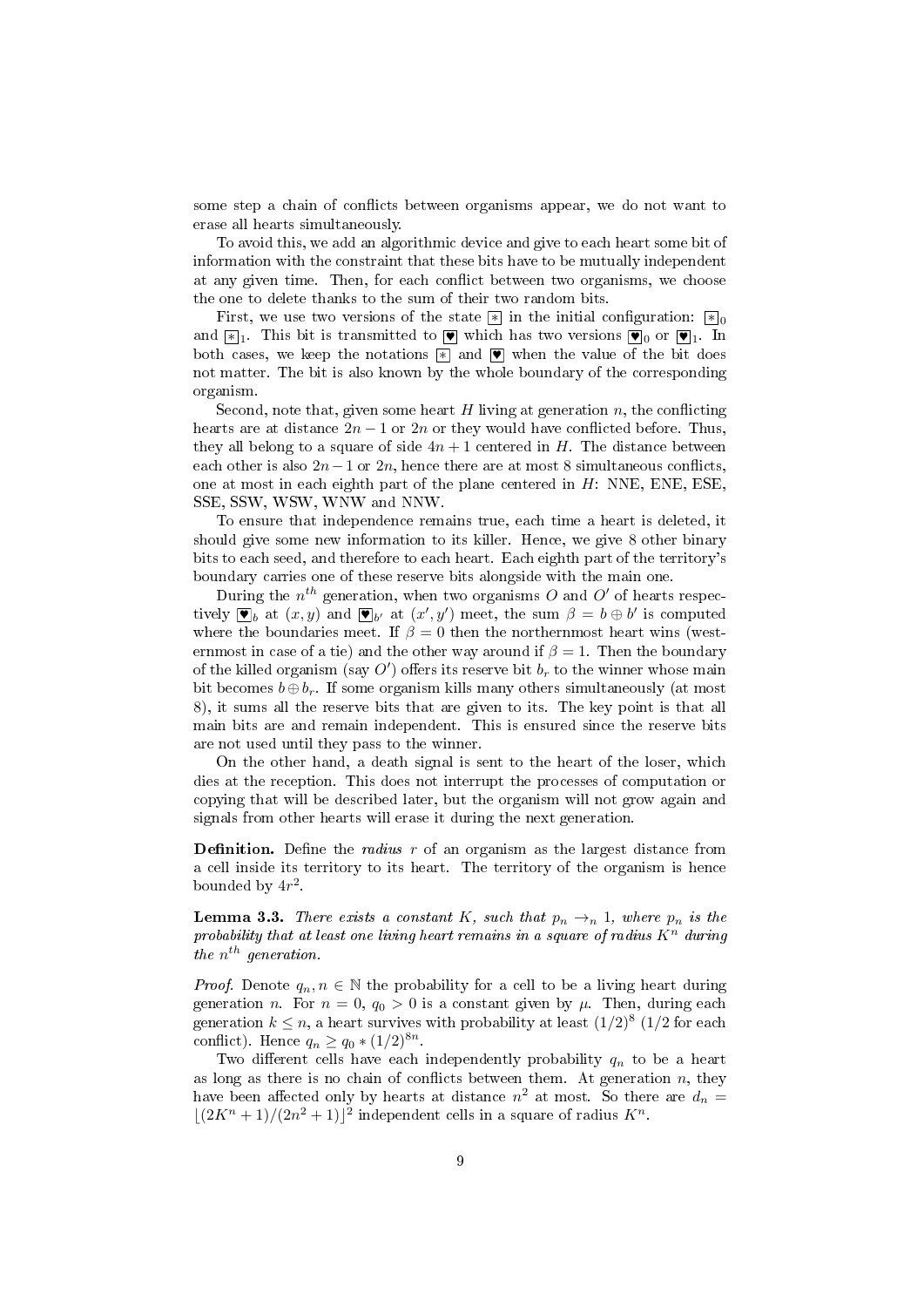some step a chain of conflicts between organisms appear, we do not want to erase all hearts simultaneously.

To avoid this, we add an algorithmic device and give to each heart some bit of information with the constraint that these bits have to be mutually independent at any given time. Then, for each conflict between two organisms, we choose the one to delete thanks to the sum of their two random bits.

First, we use two versions of the state $\boxed{*}$ in the initial configuration: $\boxed{*}_0$ and $\boxed{*}_1$. This bit is transmitted to $\boxed{\heartsuit}$ which has two versions $\boxed{\heartsuit}_0$ or $\boxed{\heartsuit}_1$. In both cases, we keep the notations $\boxed{*}$ and $\boxed{\heartsuit}$ when the value of the bit does not matter. The bit is also known by the whole boundary of the corresponding organism.

Second, note that, given some heart $H$ living at generation $n$, the conflicting hearts are at distance $2n-1$ or $2n$ or they would have conflicted before. Thus, they all belong to a square of side $4n+1$ centered in $H$. The distance between each other is also $2n-1$ or $2n$, hence there are at most 8 simultaneous conflicts, one at most in each eighth part of the plane centered in $H$: NNE, ENE, ESE, SSE, SSW, WSW, WNW and NNW.

To ensure that independence remains true, each time a heart is deleted, it should give some new information to its killer. Hence, we give 8 other binary bits to each seed, and therefore to each heart. Each eighth part of the territory's boundary carries one of these reserve bits alongside with the main one.

During the $n^{th}$ generation, when two organisms $O$ and $O'$ of hearts respectively $\boxed{\heartsuit}_b$ at $(x, y)$ and $\boxed{\heartsuit}_{b'}$ at $(x', y')$ meet, the sum $\beta = b \oplus b'$ is computed where the boundaries meet. If $\beta = 0$ then the northernmost heart wins (westernmost in case of a tie) and the other way around if $\beta = 1$. Then the boundary of the killed organism (say $O'$) offers its reserve bit $b_r$ to the winner whose main bit becomes $b \oplus b_r$. If some organism kills many others simultaneously (at most 8), it sums all the reserve bits that are given to its. The key point is that all main bits are and remain independent. This is ensured since the reserve bits are not used until they pass to the winner.

On the other hand, a death signal is sent to the heart of the loser, which dies at the reception. This does not interrupt the processes of computation or copying that will be described later, but the organism will not grow again and signals from other hearts will erase it during the next generation.

**Definition.** Define the *radius* $r$ of an organism as the largest distance from a cell inside its territory to its heart. The territory of the organism is hence bounded by $4r^2$.

**Lemma 3.3.** *There exists a constant $K$, such that $p_n \to_n 1$, where $p_n$ is the probability that at least one living heart remains in a square of radius $K^n$ during the $n^{th}$ generation.*

*Proof.* Denote $q_n, n \in \mathbb{N}$ the probability for a cell to be a living heart during generation $n$. For $n = 0$, $q_0 > 0$ is a constant given by $\mu$. Then, during each generation $k \leq n$, a heart survives with probability at least $(1/2)^8$ (1/2 for each conflict). Hence $q_n \geq q_0 * (1/2)^{8n}$.

Two different cells have each independently probability $q_n$ to be a heart as long as there is no chain of conflicts between them. At generation $n$, they have been affected only by hearts at distance $n^2$ at most. So there are $d_n = \lfloor (2K^n + 1)/(2n^2 + 1) \rfloor^2$ independent cells in a square of radius $K^n$.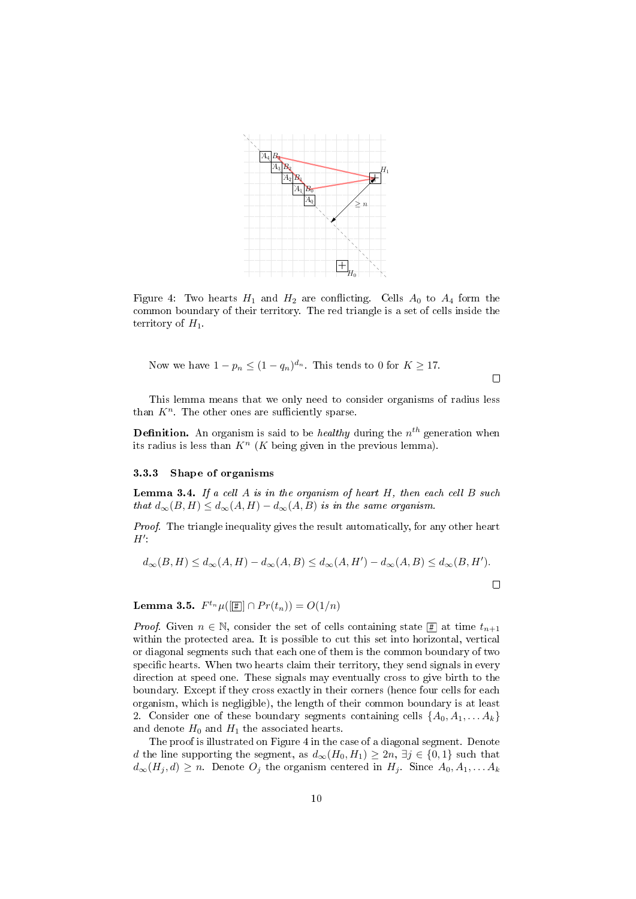Figure 4: Two hearts $H_1$ and $H_2$ are conflicting. Cells $A_0$ to $A_4$ form the common boundary of their territory. The red triangle is a set of cells inside the territory of $H_1$.

Now we have $1 - p_n \leq (1 - q_n)^{d_n}$. This tends to 0 for $K \geq 17$.

∎

This lemma means that we only need to consider organisms of radius less than $K^n$. The other ones are sufficiently sparse.

**Definition.** An organism is said to be *healthy* during the $n^{th}$ generation when its radius is less than $K^n$ ($K$ being given in the previous lemma).

### 3.3.3 Shape of organisms

**Lemma 3.4.** *If a cell $A$ is in the organism of heart $H$, then each cell $B$ such that $d_\infty(B, H) \leq d_\infty(A, H) - d_\infty(A, B)$ is in the same organism.*

*Proof.* The triangle inequality gives the result automatically, for any other heart $H'$:

$$d_\infty(B, H) \leq d_\infty(A, H) - d_\infty(A, B) \leq d_\infty(A, H') - d_\infty(A, B) \leq d_\infty(B, H').$$

∎

**Lemma 3.5.** $F^{t_n}\mu([\boxed{\#}] \cap Pr(t_n)) = O(1/n)$

*Proof.* Given $n \in \mathbb{N}$, consider the set of cells containing state $\boxed{\#}$ at time $t_{n+1}$ within the protected area. It is possible to cut this set into horizontal, vertical or diagonal segments such that each one of them is the common boundary of two specific hearts. When two hearts claim their territory, they send signals in every direction at speed one. These signals may eventually cross to give birth to the boundary. Except if they cross exactly in their corners (hence four cells for each organism, which is negligible), the length of their common boundary is at least 2. Consider one of these boundary segments containing cells $\{A_0, A_1, \ldots A_k\}$ and denote $H_0$ and $H_1$ the associated hearts.

The proof is illustrated on Figure 4 in the case of a diagonal segment. Denote $d$ the line supporting the segment, as $d_\infty(H_0, H_1) \geq 2n$, $\exists j \in \{0, 1\}$ such that $d_\infty(H_j, d) \geq n$. Denote $O_j$ the organism centered in $H_j$. Since $A_0, A_1, \ldots A_k$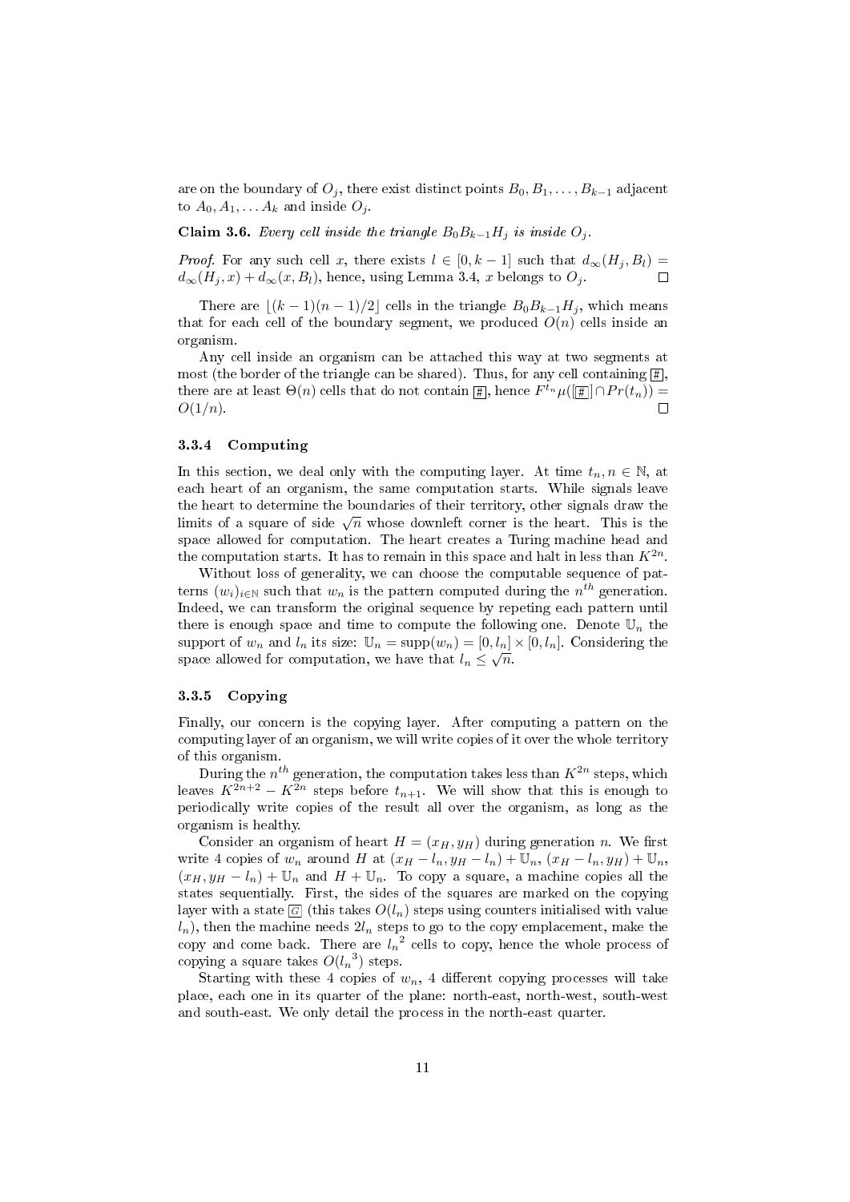are on the boundary of $O_j$, there exist distinct points $B_0, B_1, \dots, B_{k-1}$ adjacent to $A_0, A_1, \dots A_k$ and inside $O_j$.

**Claim 3.6.** *Every cell inside the triangle $B_0 B_{k-1} H_j$ is inside $O_j$.*

*Proof.* For any such cell $x$, there exists $l \in [0, k-1]$ such that $d_\infty(H_j, B_l) = d_\infty(H_j, x) + d_\infty(x, B_l)$, hence, using Lemma 3.4, $x$ belongs to $O_j$. □

There are $\lfloor (k-1)(n-1)/2 \rfloor$ cells in the triangle $B_0 B_{k-1} H_j$, which means that for each cell of the boundary segment, we produced $O(n)$ cells inside an organism.

Any cell inside an organism can be attached this way at two segments at most (the border of the triangle can be shared). Thus, for any cell containing $\boxed{\#}$, there are at least $\Theta(n)$ cells that do not contain $\boxed{\#}$, hence $F^{t_n}\mu([\boxed{\#}] \cap Pr(t_n)) = O(1/n)$. □

### 3.3.4 Computing

In this section, we deal only with the computing layer. At time $t_n, n \in \mathbb{N}$, at each heart of an organism, the same computation starts. While signals leave the heart to determine the boundaries of their territory, other signals draw the limits of a square of side $\sqrt{n}$ whose downleft corner is the heart. This is the space allowed for computation. The heart creates a Turing machine head and the computation starts. It has to remain in this space and halt in less than $K^{2n}$.

Without loss of generality, we can choose the computable sequence of patterns $(w_i)_{i \in \mathbb{N}}$ such that $w_n$ is the pattern computed during the $n^{th}$ generation. Indeed, we can transform the original sequence by repeting each pattern until there is enough space and time to compute the following one. Denote $\mathbb{U}_n$ the support of $w_n$ and $l_n$ its size: $\mathbb{U}_n = \mathrm{supp}(w_n) = [0, l_n] \times [0, l_n]$. Considering the space allowed for computation, we have that $l_n \leq \sqrt{n}$.

### 3.3.5 Copying

Finally, our concern is the copying layer. After computing a pattern on the computing layer of an organism, we will write copies of it over the whole territory of this organism.

During the $n^{th}$ generation, the computation takes less than $K^{2n}$ steps, which leaves $K^{2n+2} - K^{2n}$ steps before $t_{n+1}$. We will show that this is enough to periodically write copies of the result all over the organism, as long as the organism is healthy.

Consider an organism of heart $H = (x_H, y_H)$ during generation $n$. We first write 4 copies of $w_n$ around $H$ at $(x_H - l_n, y_H - l_n) + \mathbb{U}_n$, $(x_H - l_n, y_H) + \mathbb{U}_n$, $(x_H, y_H - l_n) + \mathbb{U}_n$ and $H + \mathbb{U}_n$. To copy a square, a machine copies all the states sequentially. First, the sides of the squares are marked on the copying layer with a state $\boxed{G}$ (this takes $O(l_n)$ steps using counters initialised with value $l_n$), then the machine needs $2l_n$ steps to go to the copy emplacement, make the copy and come back. There are ${l_n}^2$ cells to copy, hence the whole process of copying a square takes $O({l_n}^3)$ steps.

Starting with these 4 copies of $w_n$, 4 different copying processes will take place, each one in its quarter of the plane: north-east, north-west, south-west and south-east. We only detail the process in the north-east quarter.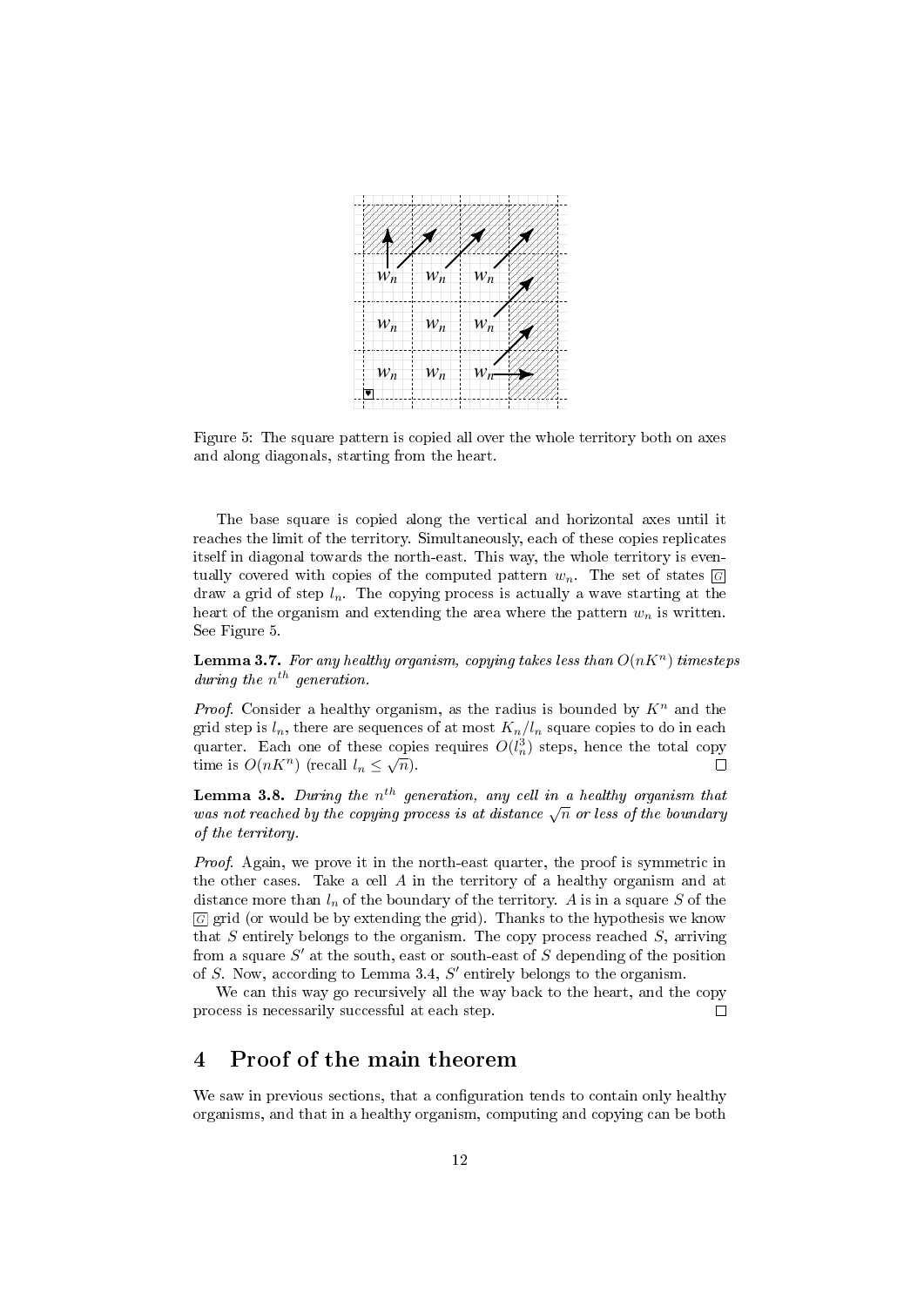Figure 5: The square pattern is copied all over the whole territory both on axes and along diagonals, starting from the heart.

The base square is copied along the vertical and horizontal axes until it reaches the limit of the territory. Simultaneously, each of these copies replicates itself in diagonal towards the north-east. This way, the whole territory is eventually covered with copies of the computed pattern $w_n$. The set of states $\boxed{G}$ draw a grid of step $l_n$. The copying process is actually a wave starting at the heart of the organism and extending the area where the pattern $w_n$ is written. See Figure 5.

**Lemma 3.7.** *For any healthy organism, copying takes less than $O(nK^n)$ timesteps during the $n^{th}$ generation.*

*Proof.* Consider a healthy organism, as the radius is bounded by $K^n$ and the grid step is $l_n$, there are sequences of at most $K_n/l_n$ square copies to do in each quarter. Each one of these copies requires $O(l_n^3)$ steps, hence the total copy time is $O(nK^n)$ (recall $l_n \leq \sqrt{n}$). □

**Lemma 3.8.** *During the $n^{th}$ generation, any cell in a healthy organism that was not reached by the copying process is at distance $\sqrt{n}$ or less of the boundary of the territory.*

*Proof.* Again, we prove it in the north-east quarter, the proof is symmetric in the other cases. Take a cell $A$ in the territory of a healthy organism and at distance more than $l_n$ of the boundary of the territory. $A$ is in a square $S$ of the $\boxed{G}$ grid (or would be by extending the grid). Thanks to the hypothesis we know that $S$ entirely belongs to the organism. The copy process reached $S$, arriving from a square $S'$ at the south, east or south-east of $S$ depending of the position of $S$. Now, according to Lemma 3.4, $S'$ entirely belongs to the organism.

We can this way go recursively all the way back to the heart, and the copy process is necessarily successful at each step. □

# 4 Proof of the main theorem

We saw in previous sections, that a configuration tends to contain only healthy organisms, and that in a healthy organism, computing and copying can be both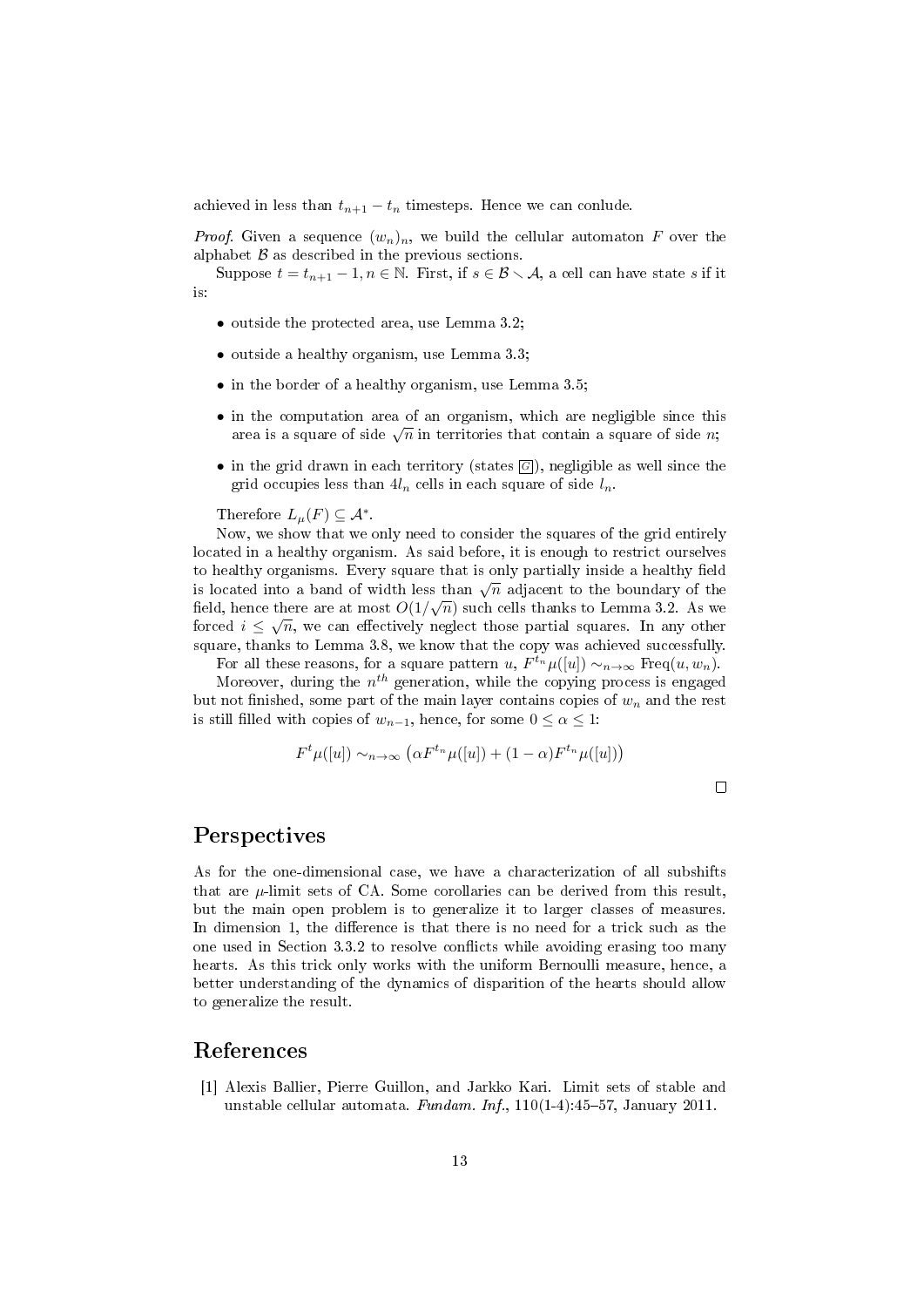achieved in less than $t_{n+1} - t_n$ timesteps. Hence we can conlude.

*Proof.* Given a sequence $(w_n)_n$, we build the cellular automaton $F$ over the alphabet $\mathcal{B}$ as described in the previous sections.

Suppose $t = t_{n+1} - 1, n \in \mathbb{N}$. First, if $s \in \mathcal{B} \setminus \mathcal{A}$, a cell can have state $s$ if it is:

- outside the protected area, use Lemma 3.2;
- outside a healthy organism, use Lemma 3.3;
- in the border of a healthy organism, use Lemma 3.5;
- in the computation area of an organism, which are negligible since this area is a square of side $\sqrt{n}$ in territories that contain a square of side $n$;
- in the grid drawn in each territory (states $\boxed{G}$), negligible as well since the grid occupies less than $4l_n$ cells in each square of side $l_n$.

Therefore $L_\mu(F) \subseteq \mathcal{A}^*$.

Now, we show that we only need to consider the squares of the grid entirely located in a healthy organism. As said before, it is enough to restrict ourselves to healthy organisms. Every square that is only partially inside a healthy field is located into a band of width less than $\sqrt{n}$ adjacent to the boundary of the field, hence there are at most $O(1/\sqrt{n})$ such cells thanks to Lemma 3.2. As we forced $i \leq \sqrt{n}$, we can effectively neglect those partial squares. In any other square, thanks to Lemma 3.8, we know that the copy was achieved successfully.

For all these reasons, for a square pattern $u$, $F^{t_n}\mu([u]) \sim_{n\to\infty} \text{Freq}(u, w_n)$.

Moreover, during the $n^{th}$ generation, while the copying process is engaged but not finished, some part of the main layer contains copies of $w_n$ and the rest is still filled with copies of $w_{n-1}$, hence, for some $0 \leq \alpha \leq 1$:

$$F^t\mu([u]) \sim_{n\to\infty} \left(\alpha F^{t_n}\mu([u]) + (1-\alpha)F^{t_n}\mu([u])\right)$$

□

## Perspectives

As for the one-dimensional case, we have a characterization of all subshifts that are $\mu$-limit sets of CA. Some corollaries can be derived from this result, but the main open problem is to generalize it to larger classes of measures. In dimension 1, the difference is that there is no need for a trick such as the one used in Section 3.3.2 to resolve conflicts while avoiding erasing too many hearts. As this trick only works with the uniform Bernoulli measure, hence, a better understanding of the dynamics of disparition of the hearts should allow to generalize the result.

## References

[1] Alexis Ballier, Pierre Guillon, and Jarkko Kari. Limit sets of stable and unstable cellular automata. *Fundam. Inf.*, 110(1-4):45–57, January 2011.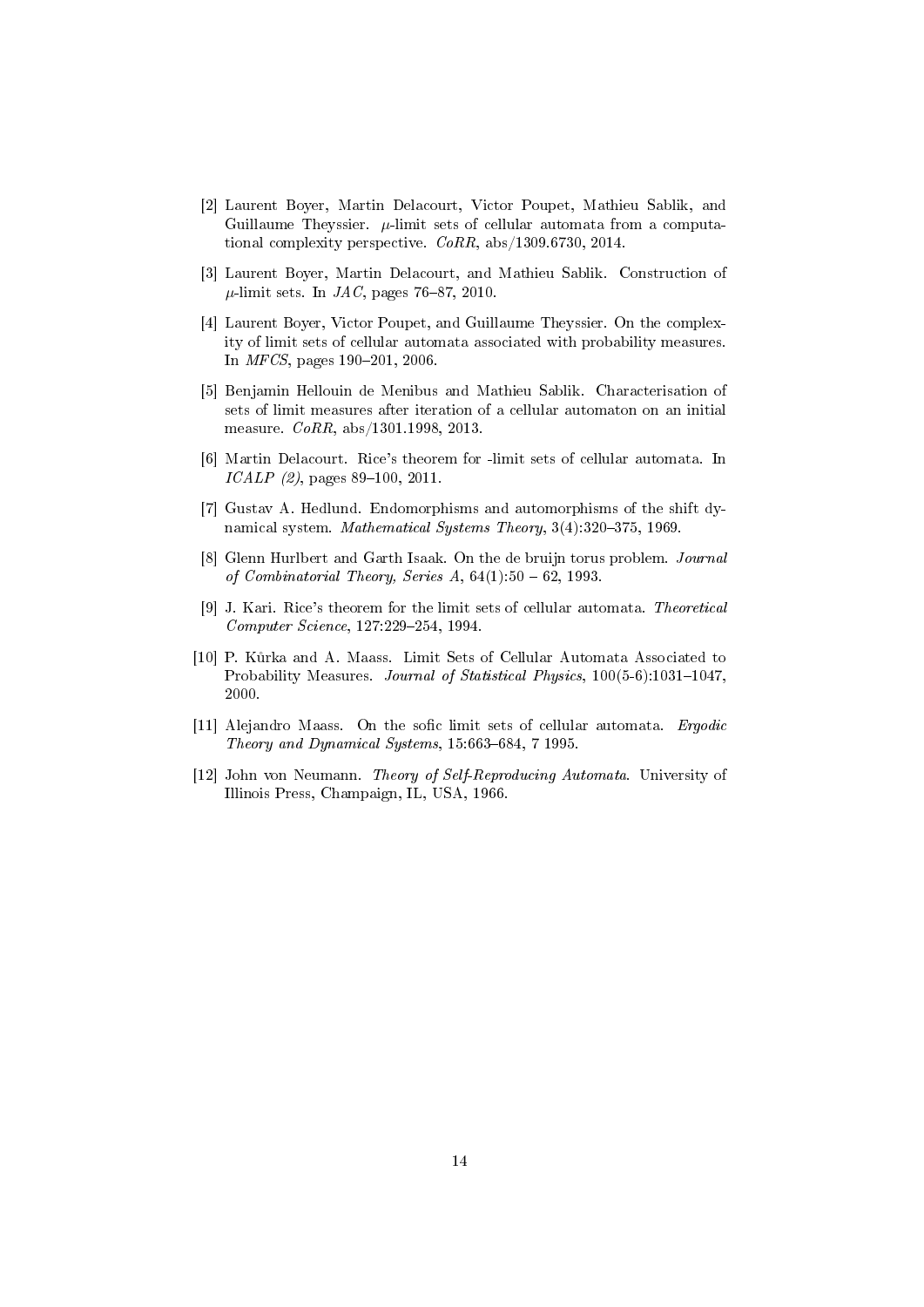[2] Laurent Boyer, Martin Delacourt, Victor Poupet, Mathieu Sablik, and Guillaume Theyssier. $\mu$-limit sets of cellular automata from a computational complexity perspective. *CoRR*, abs/1309.6730, 2014.

[3] Laurent Boyer, Martin Delacourt, and Mathieu Sablik. Construction of $\mu$-limit sets. In *JAC*, pages 76–87, 2010.

[4] Laurent Boyer, Victor Poupet, and Guillaume Theyssier. On the complexity of limit sets of cellular automata associated with probability measures. In *MFCS*, pages 190–201, 2006.

[5] Benjamin Hellouin de Menibus and Mathieu Sablik. Characterisation of sets of limit measures after iteration of a cellular automaton on an initial measure. *CoRR*, abs/1301.1998, 2013.

[6] Martin Delacourt. Rice's theorem for -limit sets of cellular automata. In *ICALP (2)*, pages 89–100, 2011.

[7] Gustav A. Hedlund. Endomorphisms and automorphisms of the shift dynamical system. *Mathematical Systems Theory*, 3(4):320–375, 1969.

[8] Glenn Hurlbert and Garth Isaak. On the de bruijn torus problem. *Journal of Combinatorial Theory, Series A*, 64(1):50 – 62, 1993.

[9] J. Kari. Rice's theorem for the limit sets of cellular automata. *Theoretical Computer Science*, 127:229–254, 1994.

[10] P. Kůrka and A. Maass. Limit Sets of Cellular Automata Associated to Probability Measures. *Journal of Statistical Physics*, 100(5-6):1031–1047, 2000.

[11] Alejandro Maass. On the sofic limit sets of cellular automata. *Ergodic Theory and Dynamical Systems*, 15:663–684, 7 1995.

[12] John von Neumann. *Theory of Self-Reproducing Automata*. University of Illinois Press, Champaign, IL, USA, 1966.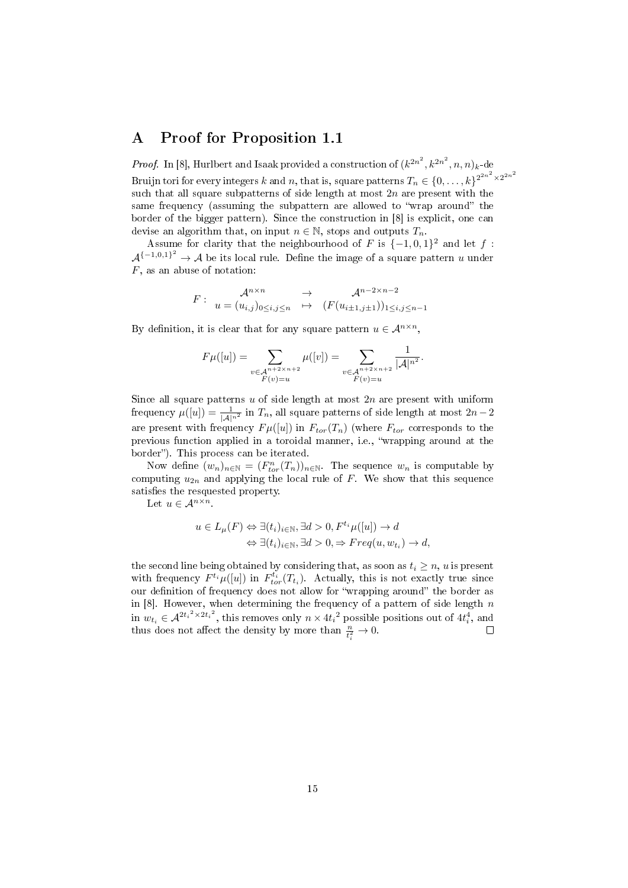## A Proof for Proposition 1.1

*Proof.* In [8], Hurlbert and Isaak provided a construction of $(k^{2n^2}, k^{2n^2}, n, n)_k$-de Bruijn tori for every integers $k$ and $n$, that is, square patterns $T_n \in \{0, \ldots, k\}^{2^{2n^2} \times 2^{2n^2}}$ such that all square subpatterns of side length at most $2n$ are present with the same frequency (assuming the subpattern are allowed to "wrap around" the border of the bigger pattern). Since the construction in [8] is explicit, one can devise an algorithm that, on input $n \in \mathbb{N}$, stops and outputs $T_n$.

Assume for clarity that the neighbourhood of $F$ is $\{-1, 0, 1\}^2$ and let $f : \mathcal{A}^{\{-1,0,1\}^2} \to \mathcal{A}$ be its local rule. Define the image of a square pattern $u$ under $F$, as an abuse of notation:

$$F : \begin{array}{ccc} \mathcal{A}^{n \times n} & \to & \mathcal{A}^{n-2 \times n-2} \\ u = (u_{i,j})_{0 \leq i,j \leq n} & \mapsto & (F(u_{i \pm 1, j \pm 1}))_{1 \leq i,j \leq n-1} \end{array}$$

By definition, it is clear that for any square pattern $u \in \mathcal{A}^{n \times n}$,

$$F\mu([u]) = \sum_{\substack{v \in \mathcal{A}^{n+2 \times n+2} \\ F(v) = u}} \mu([v]) = \sum_{\substack{v \in \mathcal{A}^{n+2 \times n+2} \\ F(v) = u}} \frac{1}{|\mathcal{A}|^{n^2}}.$$

Since all square patterns $u$ of side length at most $2n$ are present with uniform frequency $\mu([u]) = \frac{1}{|\mathcal{A}|^{n^2}}$ in $T_n$, all square patterns of side length at most $2n-2$ are present with frequency $F\mu([u])$ in $F_{tor}(T_n)$ (where $F_{tor}$ corresponds to the previous function applied in a toroidal manner, i.e., "wrapping around at the border"). This process can be iterated.

Now define $(w_n)_{n \in \mathbb{N}} = (F_{tor}^n(T_n))_{n \in \mathbb{N}}$. The sequence $w_n$ is computable by computing $u_{2n}$ and applying the local rule of $F$. We show that this sequence satisfies the resquested property.

Let $u \in \mathcal{A}^{n \times n}$.

$$\begin{aligned} u \in L_\mu(F) &\Leftrightarrow \exists (t_i)_{i \in \mathbb{N}}, \exists d > 0, F^{t_i}\mu([u]) \to d \\ &\Leftrightarrow \exists (t_i)_{i \in \mathbb{N}}, \exists d > 0, \Rightarrow Freq(u, w_{t_i}) \to d, \end{aligned}$$

the second line being obtained by considering that, as soon as $t_i \geq n$, $u$ is present with frequency $F^{t_i}\mu([u])$ in $F_{tor}^{t_i}(T_{t_i})$. Actually, this is not exactly true since our definition of frequency does not allow for "wrapping around" the border as in [8]. However, when determining the frequency of a pattern of side length $n$ in $w_{t_i} \in \mathcal{A}^{2t_i^2 \times 2t_i^2}$, this removes only $n \times 4t_i^2$ possible positions out of $4t_i^4$, and thus does not affect the density by more than $\frac{n}{t_i^2} \to 0$. $\square$